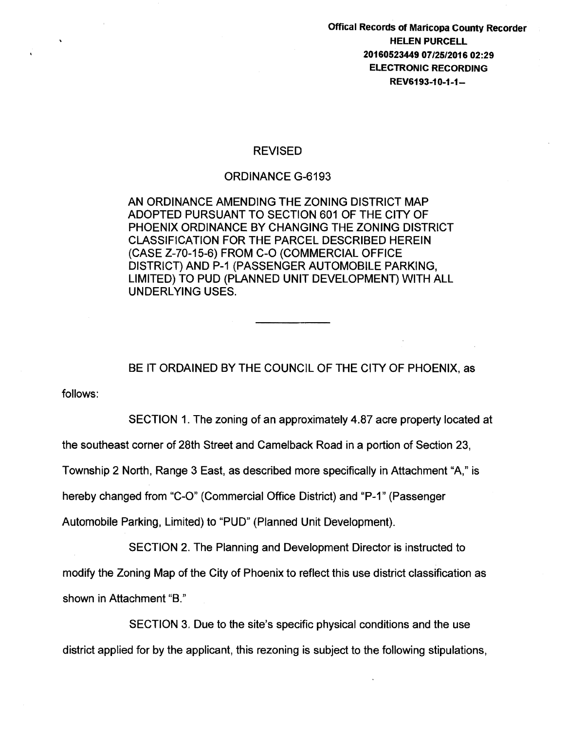**Offical Records of Maricopa County Recorder**
**HELEN PURCELL**
**20160523449 07/25/2016 02:29**
**ELECTRONIC RECORDING**
**REV6193-10-1-1--**

REVISED

ORDINANCE G-6193

AN ORDINANCE AMENDING THE ZONING DISTRICT MAP ADOPTED PURSUANT TO SECTION 601 OF THE CITY OF PHOENIX ORDINANCE BY CHANGING THE ZONING DISTRICT CLASSIFICATION FOR THE PARCEL DESCRIBED HEREIN (CASE Z-70-15-6) FROM C-O (COMMERCIAL OFFICE DISTRICT) AND P-1 (PASSENGER AUTOMOBILE PARKING, LIMITED) TO PUD (PLANNED UNIT DEVELOPMENT) WITH ALL UNDERLYING USES.

---

BE IT ORDAINED BY THE COUNCIL OF THE CITY OF PHOENIX, as follows:

SECTION 1. The zoning of an approximately 4.87 acre property located at the southeast corner of 28th Street and Camelback Road in a portion of Section 23, Township 2 North, Range 3 East, as described more specifically in Attachment "A," is hereby changed from "C-O" (Commercial Office District) and "P-1" (Passenger Automobile Parking, Limited) to "PUD" (Planned Unit Development).

SECTION 2. The Planning and Development Director is instructed to modify the Zoning Map of the City of Phoenix to reflect this use district classification as shown in Attachment "B."

SECTION 3. Due to the site's specific physical conditions and the use district applied for by the applicant, this rezoning is subject to the following stipulations,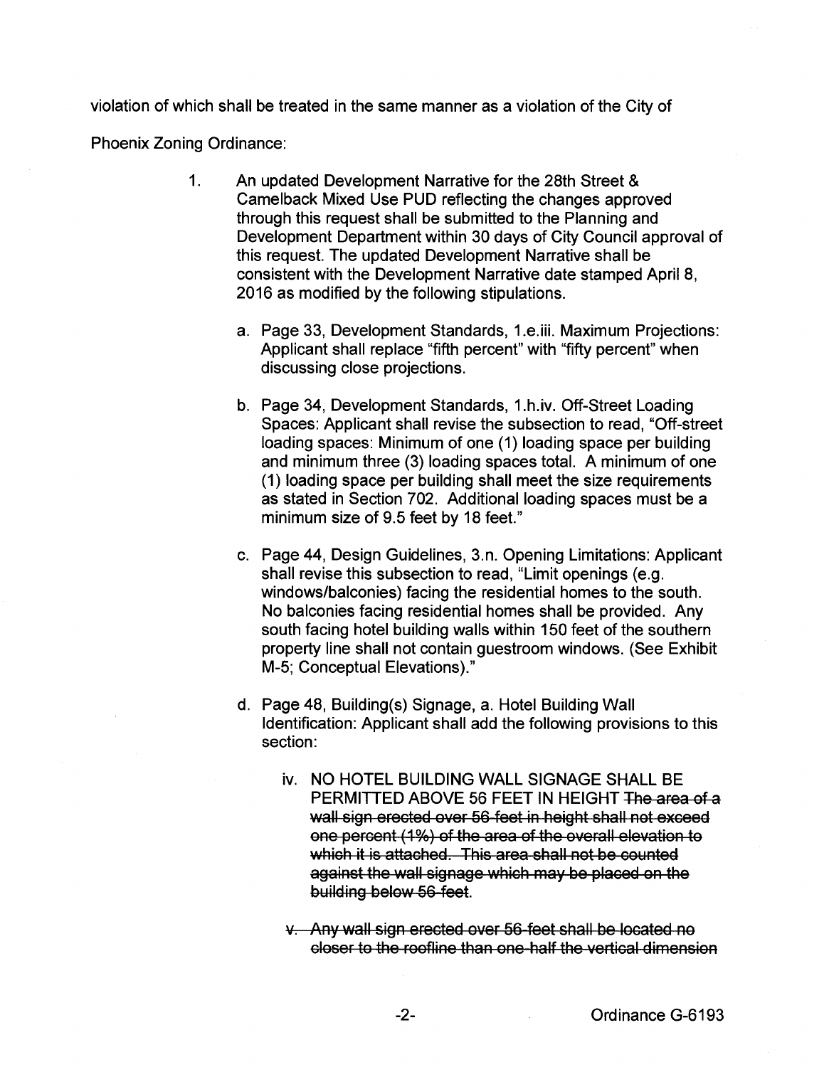violation of which shall be treated in the same manner as a violation of the City of Phoenix Zoning Ordinance:

1. An updated Development Narrative for the 28th Street & Camelback Mixed Use PUD reflecting the changes approved through this request shall be submitted to the Planning and Development Department within 30 days of City Council approval of this request. The updated Development Narrative shall be consistent with the Development Narrative date stamped April 8, 2016 as modified by the following stipulations.

    a. Page 33, Development Standards, 1.e.iii. Maximum Projections: Applicant shall replace "fifth percent" with "fifty percent" when discussing close projections.

    b. Page 34, Development Standards, 1.h.iv. Off-Street Loading Spaces: Applicant shall revise the subsection to read, "Off-street loading spaces: Minimum of one (1) loading space per building and minimum three (3) loading spaces total. A minimum of one (1) loading space per building shall meet the size requirements as stated in Section 702. Additional loading spaces must be a minimum size of 9.5 feet by 18 feet."

    c. Page 44, Design Guidelines, 3.n. Opening Limitations: Applicant shall revise this subsection to read, "Limit openings (e.g. windows/balconies) facing the residential homes to the south. No balconies facing residential homes shall be provided. Any south facing hotel building walls within 150 feet of the southern property line shall not contain guestroom windows. (See Exhibit M-5; Conceptual Elevations)."

    d. Page 48, Building(s) Signage, a. Hotel Building Wall Identification: Applicant shall add the following provisions to this section:

        iv. NO HOTEL BUILDING WALL SIGNAGE SHALL BE PERMITTED ABOVE 56 FEET IN HEIGHT ~~The area of a wall sign erected over 56 feet in height shall not exceed one percent (1%) of the area of the overall elevation to which it is attached. This area shall not be counted against the wall signage which may be placed on the building below 56 feet.~~

        ~~v. Any wall sign erected over 56 feet shall be located no closer to the roofline than one-half the vertical dimension~~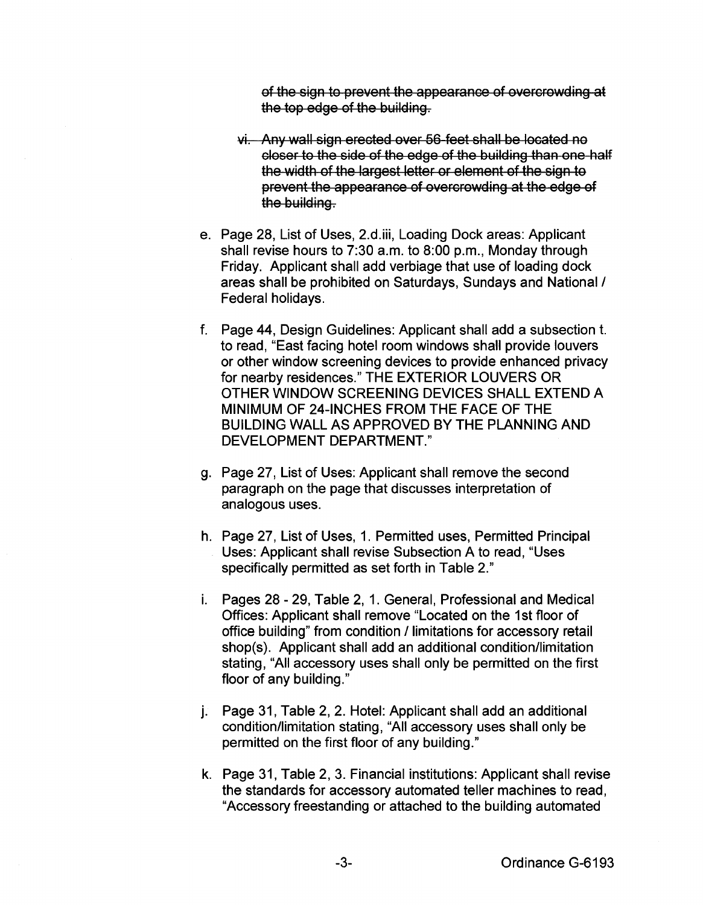~~of the sign to prevent the appearance of overcrowding at the top edge of the building.~~

~~vi. Any wall sign erected over 56-feet shall be located no closer to the side of the edge of the building than one-half the width of the largest letter or element of the sign to prevent the appearance of overcrowding at the edge of the building.~~

e. Page 28, List of Uses, 2.d.iii, Loading Dock areas: Applicant shall revise hours to 7:30 a.m. to 8:00 p.m., Monday through Friday. Applicant shall add verbiage that use of loading dock areas shall be prohibited on Saturdays, Sundays and National / Federal holidays.

f. Page 44, Design Guidelines: Applicant shall add a subsection t. to read, "East facing hotel room windows shall provide louvers or other window screening devices to provide enhanced privacy for nearby residences." THE EXTERIOR LOUVERS OR OTHER WINDOW SCREENING DEVICES SHALL EXTEND A MINIMUM OF 24-INCHES FROM THE FACE OF THE BUILDING WALL AS APPROVED BY THE PLANNING AND DEVELOPMENT DEPARTMENT."

g. Page 27, List of Uses: Applicant shall remove the second paragraph on the page that discusses interpretation of analogous uses.

h. Page 27, List of Uses, 1. Permitted uses, Permitted Principal Uses: Applicant shall revise Subsection A to read, "Uses specifically permitted as set forth in Table 2."

i. Pages 28 - 29, Table 2, 1. General, Professional and Medical Offices: Applicant shall remove "Located on the 1st floor of office building" from condition / limitations for accessory retail shop(s). Applicant shall add an additional condition/limitation stating, "All accessory uses shall only be permitted on the first floor of any building."

j. Page 31, Table 2, 2. Hotel: Applicant shall add an additional condition/limitation stating, "All accessory uses shall only be permitted on the first floor of any building."

k. Page 31, Table 2, 3. Financial institutions: Applicant shall revise the standards for accessory automated teller machines to read, "Accessory freestanding or attached to the building automated

Ordinance G-6193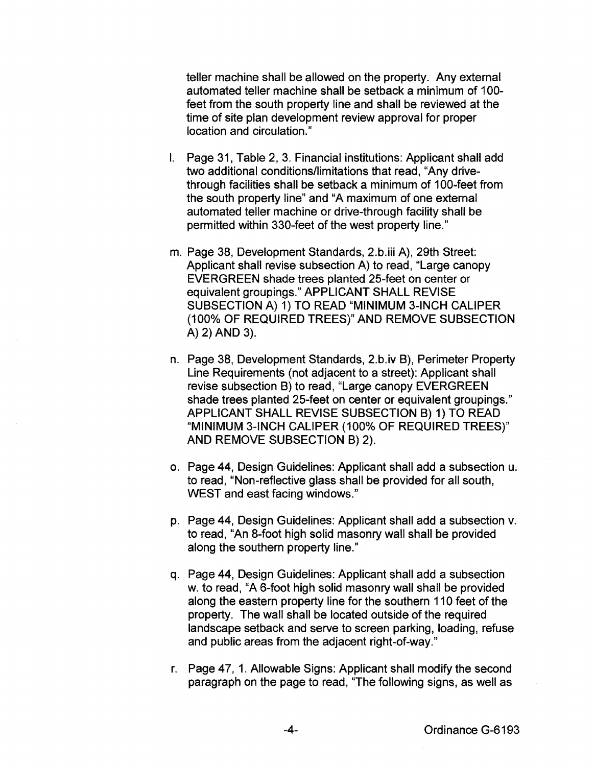teller machine shall be allowed on the property. Any external automated teller machine shall be setback a minimum of 100-feet from the south property line and shall be reviewed at the time of site plan development review approval for proper location and circulation."

l. Page 31, Table 2, 3. Financial institutions: Applicant shall add two additional conditions/limitations that read, "Any drive-through facilities shall be setback a minimum of 100-feet from the south property line" and "A maximum of one external automated teller machine or drive-through facility shall be permitted within 330-feet of the west property line."

m. Page 38, Development Standards, 2.b.iii A), 29th Street: Applicant shall revise subsection A) to read, "Large canopy EVERGREEN shade trees planted 25-feet on center or equivalent groupings." APPLICANT SHALL REVISE SUBSECTION A) 1) TO READ "MINIMUM 3-INCH CALIPER (100% OF REQUIRED TREES)" AND REMOVE SUBSECTION A) 2) AND 3).

n. Page 38, Development Standards, 2.b.iv B), Perimeter Property Line Requirements (not adjacent to a street): Applicant shall revise subsection B) to read, "Large canopy EVERGREEN shade trees planted 25-feet on center or equivalent groupings." APPLICANT SHALL REVISE SUBSECTION B) 1) TO READ "MINIMUM 3-INCH CALIPER (100% OF REQUIRED TREES)" AND REMOVE SUBSECTION B) 2).

o. Page 44, Design Guidelines: Applicant shall add a subsection u. to read, "Non-reflective glass shall be provided for all south, WEST and east facing windows."

p. Page 44, Design Guidelines: Applicant shall add a subsection v. to read, "An 8-foot high solid masonry wall shall be provided along the southern property line."

q. Page 44, Design Guidelines: Applicant shall add a subsection w. to read, "A 6-foot high solid masonry wall shall be provided along the eastern property line for the southern 110 feet of the property. The wall shall be located outside of the required landscape setback and serve to screen parking, loading, refuse and public areas from the adjacent right-of-way."

r. Page 47, 1. Allowable Signs: Applicant shall modify the second paragraph on the page to read, "The following signs, as well as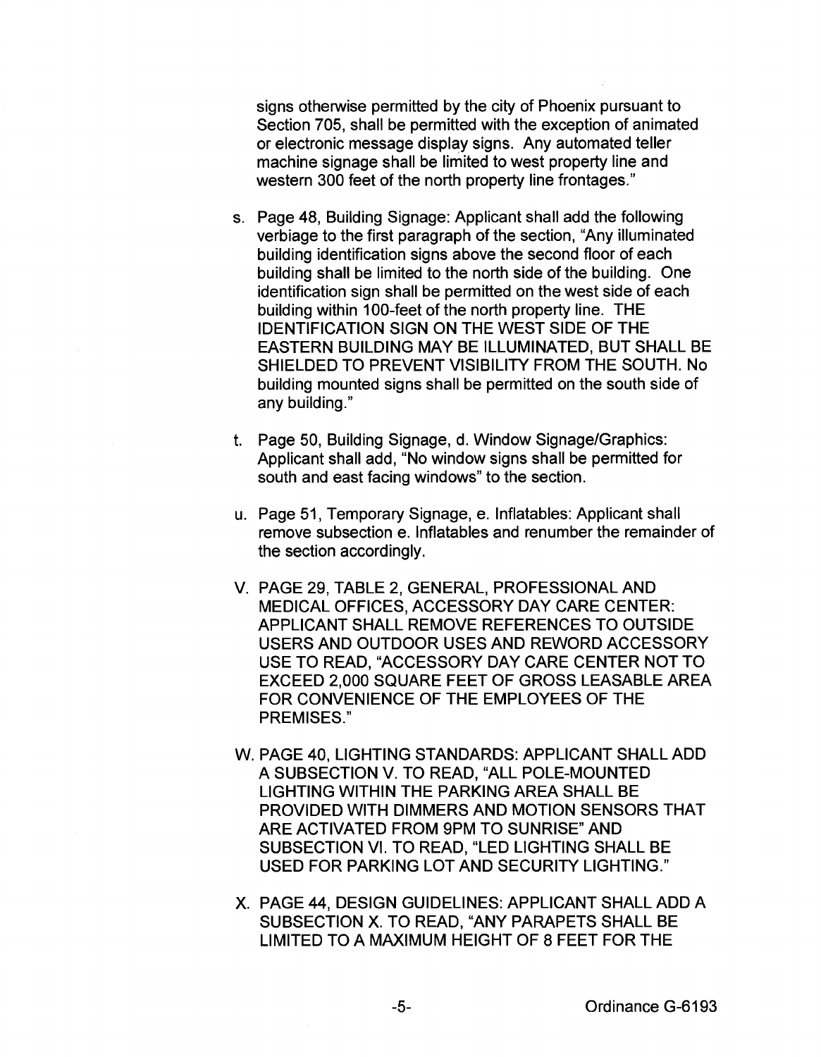signs otherwise permitted by the city of Phoenix pursuant to Section 705, shall be permitted with the exception of animated or electronic message display signs. Any automated teller machine signage shall be limited to west property line and western 300 feet of the north property line frontages."

s. Page 48, Building Signage: Applicant shall add the following verbiage to the first paragraph of the section, "Any illuminated building identification signs above the second floor of each building shall be limited to the north side of the building. One identification sign shall be permitted on the west side of each building within 100-feet of the north property line. THE IDENTIFICATION SIGN ON THE WEST SIDE OF THE EASTERN BUILDING MAY BE ILLUMINATED, BUT SHALL BE SHIELDED TO PREVENT VISIBILITY FROM THE SOUTH. No building mounted signs shall be permitted on the south side of any building."

t. Page 50, Building Signage, d. Window Signage/Graphics: Applicant shall add, "No window signs shall be permitted for south and east facing windows" to the section.

u. Page 51, Temporary Signage, e. Inflatables: Applicant shall remove subsection e. Inflatables and renumber the remainder of the section accordingly.

V. PAGE 29, TABLE 2, GENERAL, PROFESSIONAL AND MEDICAL OFFICES, ACCESSORY DAY CARE CENTER: APPLICANT SHALL REMOVE REFERENCES TO OUTSIDE USERS AND OUTDOOR USES AND REWORD ACCESSORY USE TO READ, "ACCESSORY DAY CARE CENTER NOT TO EXCEED 2,000 SQUARE FEET OF GROSS LEASABLE AREA FOR CONVENIENCE OF THE EMPLOYEES OF THE PREMISES."

W. PAGE 40, LIGHTING STANDARDS: APPLICANT SHALL ADD A SUBSECTION V. TO READ, "ALL POLE-MOUNTED LIGHTING WITHIN THE PARKING AREA SHALL BE PROVIDED WITH DIMMERS AND MOTION SENSORS THAT ARE ACTIVATED FROM 9PM TO SUNRISE" AND SUBSECTION VI. TO READ, "LED LIGHTING SHALL BE USED FOR PARKING LOT AND SECURITY LIGHTING."

X. PAGE 44, DESIGN GUIDELINES: APPLICANT SHALL ADD A SUBSECTION X. TO READ, "ANY PARAPETS SHALL BE LIMITED TO A MAXIMUM HEIGHT OF 8 FEET FOR THE

Ordinance G-6193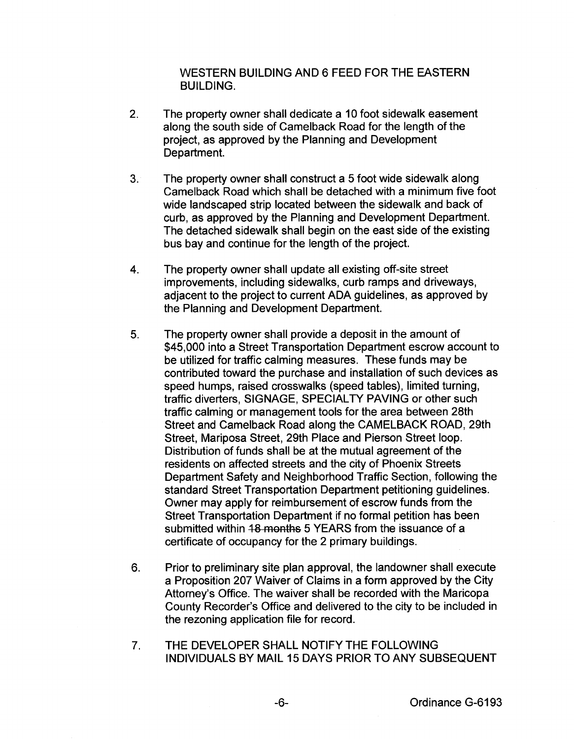WESTERN BUILDING AND 6 FEED FOR THE EASTERN BUILDING.

2. The property owner shall dedicate a 10 foot sidewalk easement along the south side of Camelback Road for the length of the project, as approved by the Planning and Development Department.

3. The property owner shall construct a 5 foot wide sidewalk along Camelback Road which shall be detached with a minimum five foot wide landscaped strip located between the sidewalk and back of curb, as approved by the Planning and Development Department. The detached sidewalk shall begin on the east side of the existing bus bay and continue for the length of the project.

4. The property owner shall update all existing off-site street improvements, including sidewalks, curb ramps and driveways, adjacent to the project to current ADA guidelines, as approved by the Planning and Development Department.

5. The property owner shall provide a deposit in the amount of $45,000 into a Street Transportation Department escrow account to be utilized for traffic calming measures. These funds may be contributed toward the purchase and installation of such devices as speed humps, raised crosswalks (speed tables), limited turning, traffic diverters, SIGNAGE, SPECIALTY PAVING or other such traffic calming or management tools for the area between 28th Street and Camelback Road along the CAMELBACK ROAD, 29th Street, Mariposa Street, 29th Place and Pierson Street loop. Distribution of funds shall be at the mutual agreement of the residents on affected streets and the city of Phoenix Streets Department Safety and Neighborhood Traffic Section, following the standard Street Transportation Department petitioning guidelines. Owner may apply for reimbursement of escrow funds from the Street Transportation Department if no formal petition has been submitted within ~~18 months~~ 5 YEARS from the issuance of a certificate of occupancy for the 2 primary buildings.

6. Prior to preliminary site plan approval, the landowner shall execute a Proposition 207 Waiver of Claims in a form approved by the City Attorney's Office. The waiver shall be recorded with the Maricopa County Recorder's Office and delivered to the city to be included in the rezoning application file for record.

7. THE DEVELOPER SHALL NOTIFY THE FOLLOWING INDIVIDUALS BY MAIL 15 DAYS PRIOR TO ANY SUBSEQUENT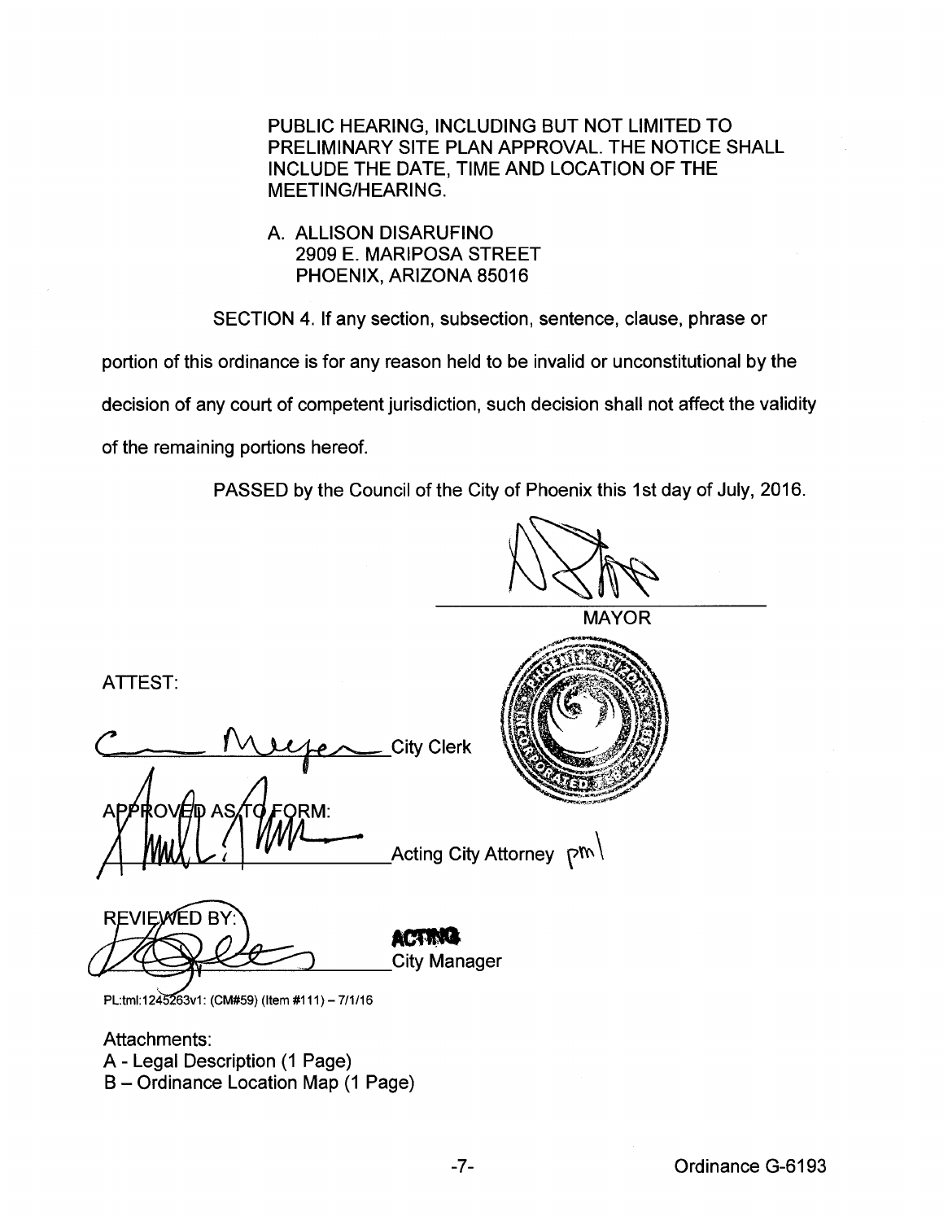PUBLIC HEARING, INCLUDING BUT NOT LIMITED TO PRELIMINARY SITE PLAN APPROVAL. THE NOTICE SHALL INCLUDE THE DATE, TIME AND LOCATION OF THE MEETING/HEARING.

A. ALLISON DISARUFINO
2909 E. MARIPOSA STREET
PHOENIX, ARIZONA 85016

SECTION 4. If any section, subsection, sentence, clause, phrase or portion of this ordinance is for any reason held to be invalid or unconstitutional by the decision of any court of competent jurisdiction, such decision shall not affect the validity of the remaining portions hereof.

PASSED by the Council of the City of Phoenix this 1st day of July, 2016.

MAYOR

ATTEST:

City Clerk

APPROVED AS TO FORM:

Acting City Attorney pml

REVIEWED BY:

ACTING City Manager

PL:tml:1245263v1: (CM#59) (Item #111) – 7/1/16

Attachments:
A - Legal Description (1 Page)
B – Ordinance Location Map (1 Page)

Ordinance G-6193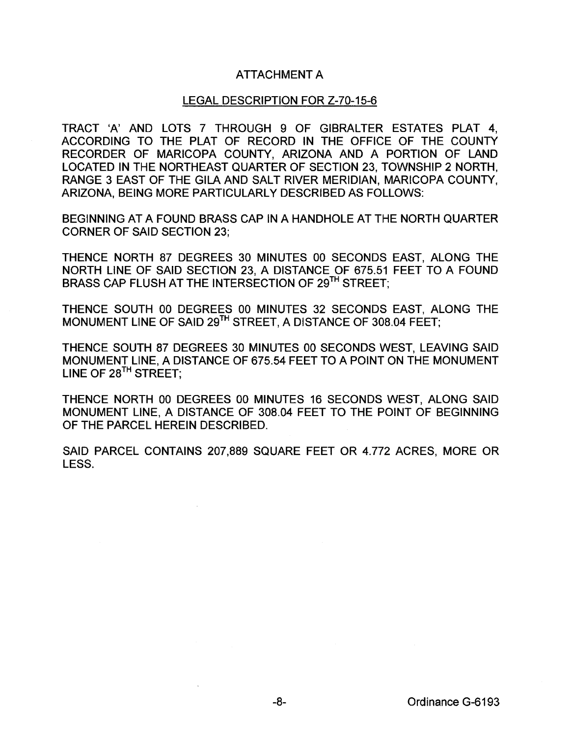# ATTACHMENT A

## LEGAL DESCRIPTION FOR Z-70-15-6

TRACT 'A' AND LOTS 7 THROUGH 9 OF GIBRALTER ESTATES PLAT 4, ACCORDING TO THE PLAT OF RECORD IN THE OFFICE OF THE COUNTY RECORDER OF MARICOPA COUNTY, ARIZONA AND A PORTION OF LAND LOCATED IN THE NORTHEAST QUARTER OF SECTION 23, TOWNSHIP 2 NORTH, RANGE 3 EAST OF THE GILA AND SALT RIVER MERIDIAN, MARICOPA COUNTY, ARIZONA, BEING MORE PARTICULARLY DESCRIBED AS FOLLOWS:

BEGINNING AT A FOUND BRASS CAP IN A HANDHOLE AT THE NORTH QUARTER CORNER OF SAID SECTION 23;

THENCE NORTH 87 DEGREES 30 MINUTES 00 SECONDS EAST, ALONG THE NORTH LINE OF SAID SECTION 23, A DISTANCE OF 675.51 FEET TO A FOUND BRASS CAP FLUSH AT THE INTERSECTION OF 29TH STREET;

THENCE SOUTH 00 DEGREES 00 MINUTES 32 SECONDS EAST, ALONG THE MONUMENT LINE OF SAID 29TH STREET, A DISTANCE OF 308.04 FEET;

THENCE SOUTH 87 DEGREES 30 MINUTES 00 SECONDS WEST, LEAVING SAID MONUMENT LINE, A DISTANCE OF 675.54 FEET TO A POINT ON THE MONUMENT LINE OF 28TH STREET;

THENCE NORTH 00 DEGREES 00 MINUTES 16 SECONDS WEST, ALONG SAID MONUMENT LINE, A DISTANCE OF 308.04 FEET TO THE POINT OF BEGINNING OF THE PARCEL HEREIN DESCRIBED.

SAID PARCEL CONTAINS 207,889 SQUARE FEET OR 4.772 ACRES, MORE OR LESS.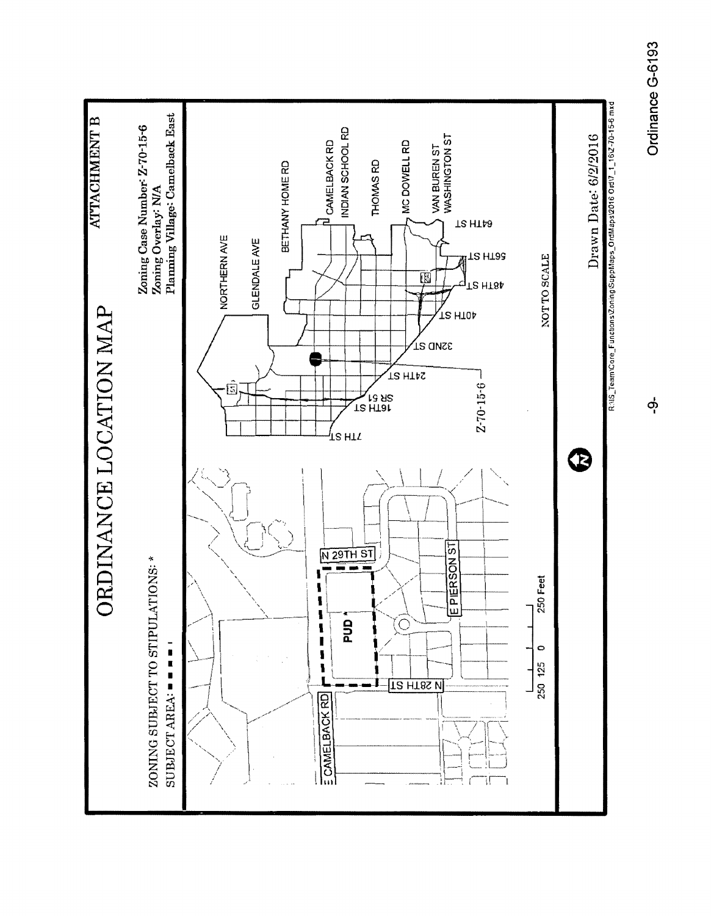# ORDINANCE LOCATION MAP

**ATTACHMENT B**

ZONING SUBJECT TO STIPULATIONS: *

SUBJECT AREA: ■ ■ ■ ■

Zoning Case Number: Z-70-15-6
Zoning Overlay: N/A
Planning Village: Camelback East

E CAMELBACK RD

N 29TH ST

N 28TH ST

E PIERSON ST

PUD *

250 125 0 250 Feet

NORTHERN AVE
GLENDALE AVE
BETHANY HOME RD
CAMELBACK RD
INDIAN SCHOOL RD
THOMAS RD
MC DOWELL RD
VAN BUREN ST
WASHINGTON ST

7TH ST
16TH ST
SR 51
24TH ST
32ND ST
40TH ST
48TH ST
56TH ST
64TH ST

Z-70-15-6

NOT TO SCALE

Drawn Date: 6/2/2016

R:\IS_Team\Core_Functions\Zoning\SuppMaps_OrdMaps\2016 Ord\7_1_16\Z-70-15-6.mxd

Ordinance G-6193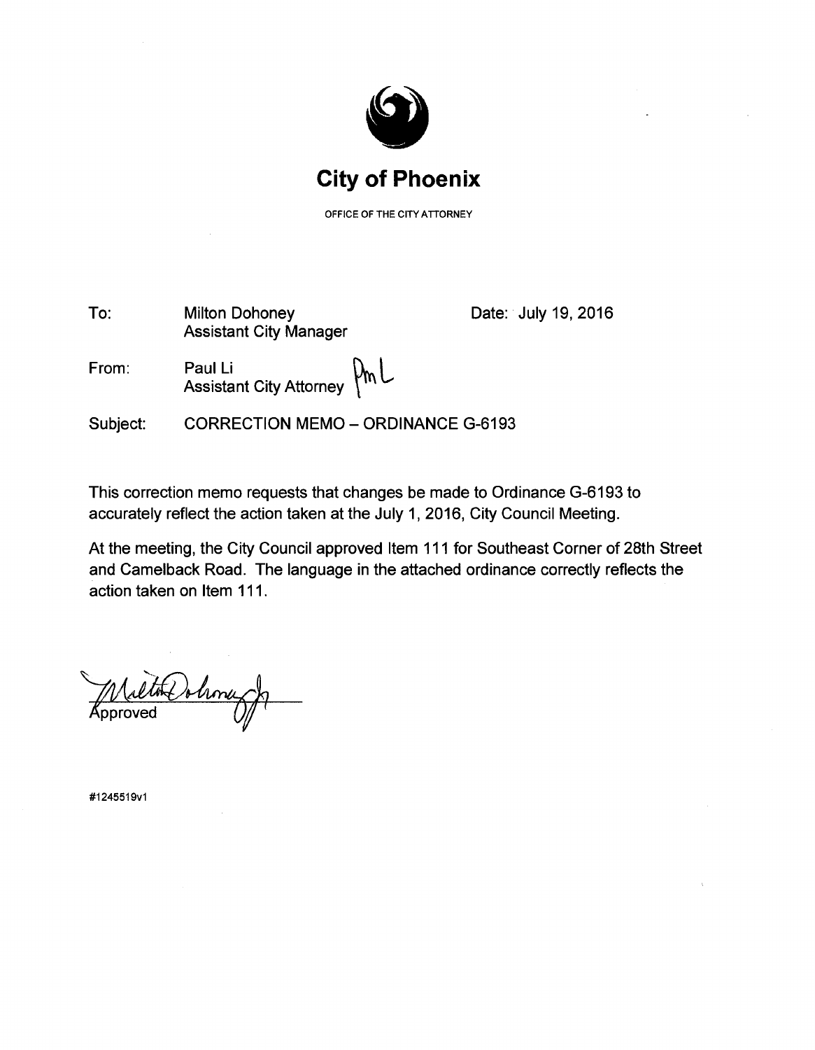# City of Phoenix

OFFICE OF THE CITY ATTORNEY

To: Milton Dohoney
Assistant City Manager

Date: July 19, 2016

From: Paul Li
Assistant City Attorney

Subject: CORRECTION MEMO – ORDINANCE G-6193

This correction memo requests that changes be made to Ordinance G-6193 to accurately reflect the action taken at the July 1, 2016, City Council Meeting.

At the meeting, the City Council approved Item 111 for Southeast Corner of 28th Street and Camelback Road. The language in the attached ordinance correctly reflects the action taken on Item 111.

Approved

#1245519v1